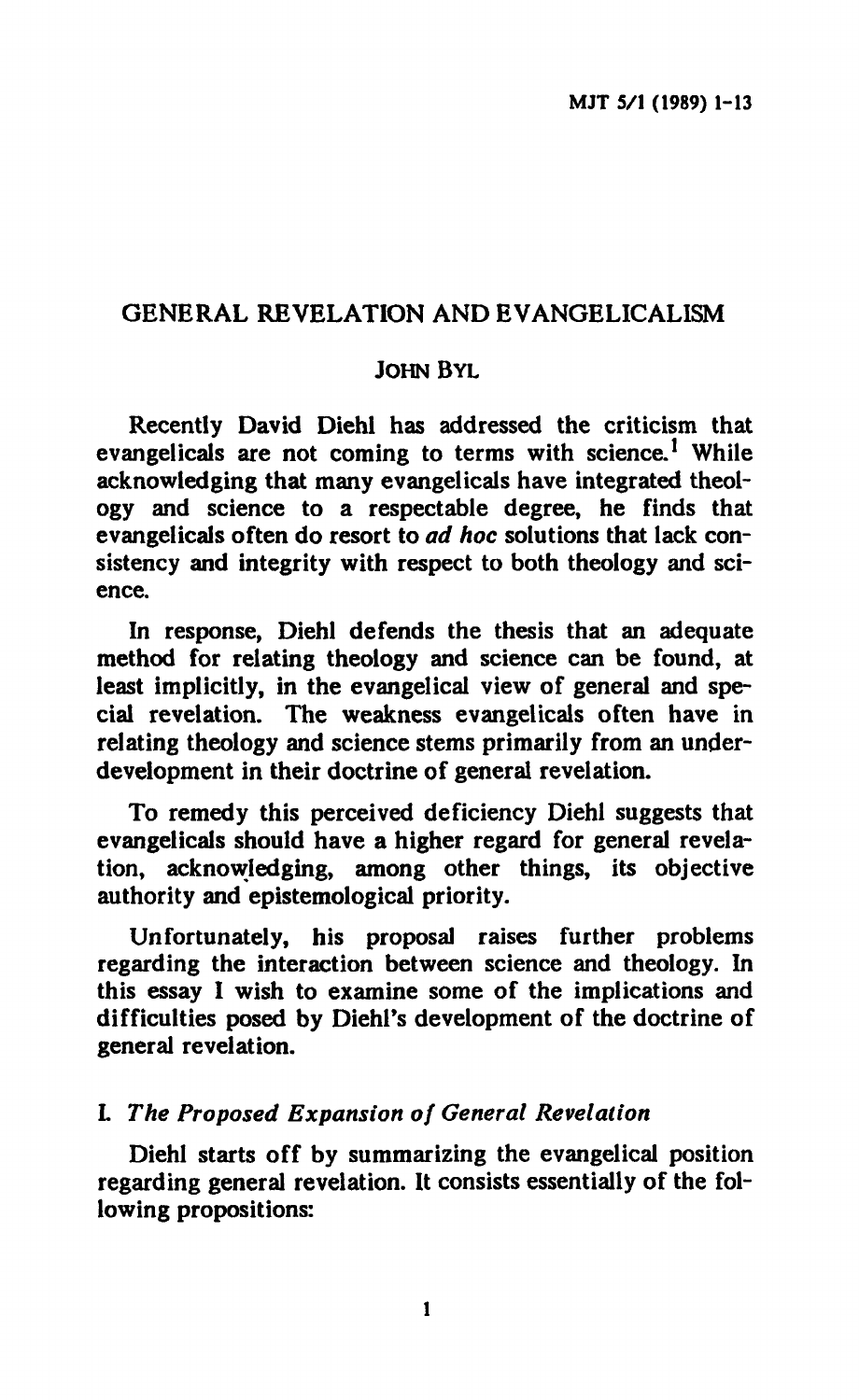# GENERAL REVELATION AND EVANGELICALISM

JOHN BYL

Recently David Diehl has addressed the criticism that evangelicals are not coming to terms with science.[1] While acknowledging that many evangelicals have integrated theology and science to a respectable degree, he finds that evangelicals often do resort to *ad hoc* solutions that lack consistency and integrity with respect to both theology and science.

In response, Diehl defends the thesis that an adequate method for relating theology and science can be found, at least implicitly, in the evangelical view of general and special revelation. The weakness evangelicals often have in relating theology and science stems primarily from an underdevelopment in their doctrine of general revelation.

To remedy this perceived deficiency Diehl suggests that evangelicals should have a higher regard for general revelation, acknowledging, among other things, its objective authority and epistemological priority.

Unfortunately, his proposal raises further problems regarding the interaction between science and theology. In this essay I wish to examine some of the implications and difficulties posed by Diehl's development of the doctrine of general revelation.

## I. *The Proposed Expansion of General Revelation*

Diehl starts off by summarizing the evangelical position regarding general revelation. It consists essentially of the following propositions: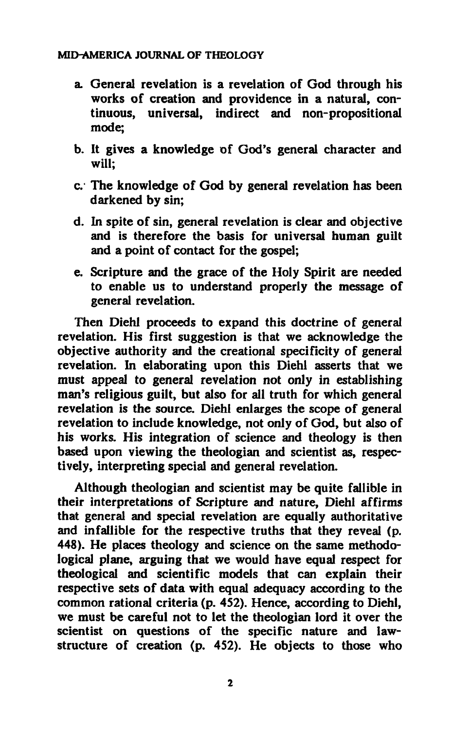a. General revelation is a revelation of God through his works of creation and providence in a natural, continuous, universal, indirect and non-propositional mode;

b. It gives a knowledge of God's general character and will;

c. The knowledge of God by general revelation has been darkened by sin;

d. In spite of sin, general revelation is clear and objective and is therefore the basis for universal human guilt and a point of contact for the gospel;

e. Scripture and the grace of the Holy Spirit are needed to enable us to understand properly the message of general revelation.

Then Diehl proceeds to expand this doctrine of general revelation. His first suggestion is that we acknowledge the objective authority and the creational specificity of general revelation. In elaborating upon this Diehl asserts that we must appeal to general revelation not only in establishing man's religious guilt, but also for all truth for which general revelation is the source. Diehl enlarges the scope of general revelation to include knowledge, not only of God, but also of his works. His integration of science and theology is then based upon viewing the theologian and scientist as, respectively, interpreting special and general revelation.

Although theologian and scientist may be quite fallible in their interpretations of Scripture and nature, Diehl affirms that general and special revelation are equally authoritative and infallible for the respective truths that they reveal (p. 448). He places theology and science on the same methodological plane, arguing that we would have equal respect for theological and scientific models that can explain their respective sets of data with equal adequacy according to the common rational criteria (p. 452). Hence, according to Diehl, we must be careful not to let the theologian lord it over the scientist on questions of the specific nature and law-structure of creation (p. 452). He objects to those who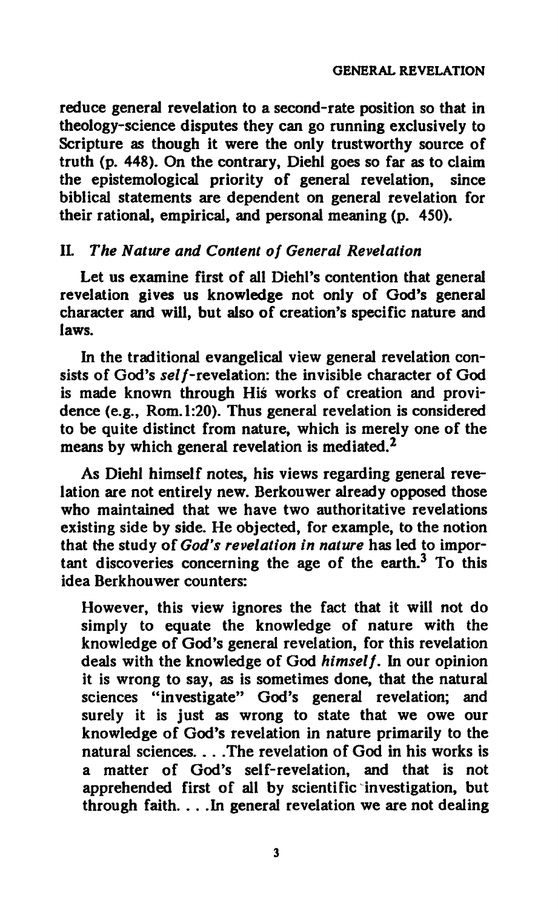reduce general revelation to a second-rate position so that in theology-science disputes they can go running exclusively to Scripture as though it were the only trustworthy source of truth (p. 448). On the contrary, Diehl goes so far as to claim the epistemological priority of general revelation, since biblical statements are dependent on general revelation for their rational, empirical, and personal meaning (p. 450).

## II. *The Nature and Content of General Revelation*

Let us examine first of all Diehl's contention that general revelation gives us knowledge not only of God's general character and will, but also of creation's specific nature and laws.

In the traditional evangelical view general revelation consists of God's *self*-revelation: the invisible character of God is made known through His works of creation and providence (e.g., Rom. 1:20). Thus general revelation is considered to be quite distinct from nature, which is merely one of the means by which general revelation is mediated.[2]

As Diehl himself notes, his views regarding general revelation are not entirely new. Berkouwer already opposed those who maintained that we have two authoritative revelations existing side by side. He objected, for example, to the notion that the study of *God's revelation in nature* has led to important discoveries concerning the age of the earth.[3] To this idea Berkhouwer counters:

> However, this view ignores the fact that it will not do simply to equate the knowledge of nature with the knowledge of God's general revelation, for this revelation deals with the knowledge of God *himself*. In our opinion it is wrong to say, as is sometimes done, that the natural sciences "investigate" God's general revelation; and surely it is just as wrong to state that we owe our knowledge of God's revelation in nature primarily to the natural sciences. . . .The revelation of God in his works is a matter of God's self-revelation, and that is not apprehended first of all by scientific investigation, but through faith. . . .In general revelation we are not dealing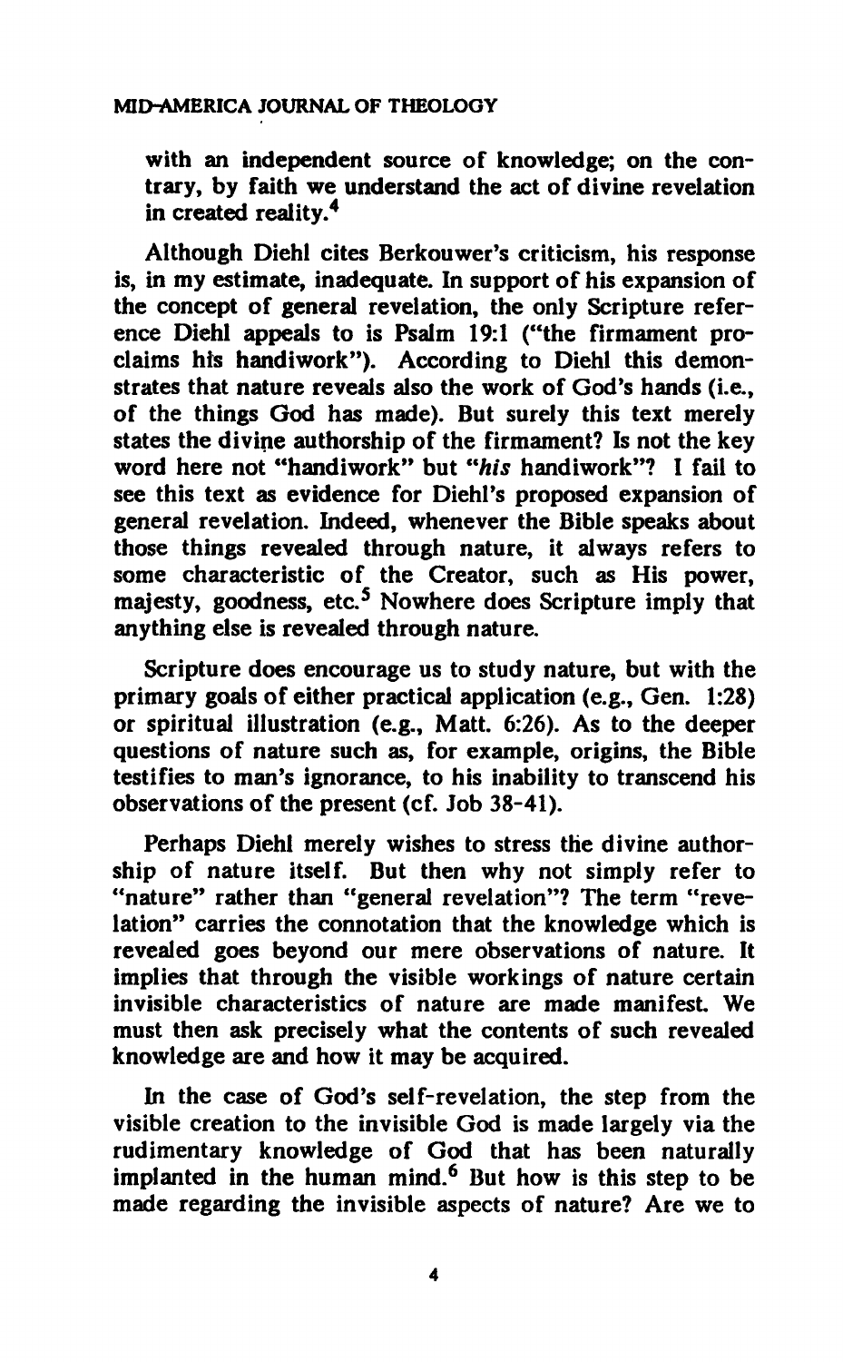with an independent source of knowledge; on the contrary, by faith we understand the act of divine revelation in created reality.[4]

Although Diehl cites Berkouwer's criticism, his response is, in my estimate, inadequate. In support of his expansion of the concept of general revelation, the only Scripture reference Diehl appeals to is Psalm 19:1 ("the firmament proclaims his handiwork"). According to Diehl this demonstrates that nature reveals also the work of God's hands (i.e., of the things God has made). But surely this text merely states the divine authorship of the firmament? Is not the key word here not "handiwork" but "*his* handiwork"? I fail to see this text as evidence for Diehl's proposed expansion of general revelation. Indeed, whenever the Bible speaks about those things revealed through nature, it always refers to some characteristic of the Creator, such as His power, majesty, goodness, etc.[5] Nowhere does Scripture imply that anything else is revealed through nature.

Scripture does encourage us to study nature, but with the primary goals of either practical application (e.g., Gen. 1:28) or spiritual illustration (e.g., Matt. 6:26). As to the deeper questions of nature such as, for example, origins, the Bible testifies to man's ignorance, to his inability to transcend his observations of the present (cf. Job 38-41).

Perhaps Diehl merely wishes to stress the divine authorship of nature itself. But then why not simply refer to "nature" rather than "general revelation"? The term "revelation" carries the connotation that the knowledge which is revealed goes beyond our mere observations of nature. It implies that through the visible workings of nature certain invisible characteristics of nature are made manifest. We must then ask precisely what the contents of such revealed knowledge are and how it may be acquired.

In the case of God's self-revelation, the step from the visible creation to the invisible God is made largely via the rudimentary knowledge of God that has been naturally implanted in the human mind.[6] But how is this step to be made regarding the invisible aspects of nature? Are we to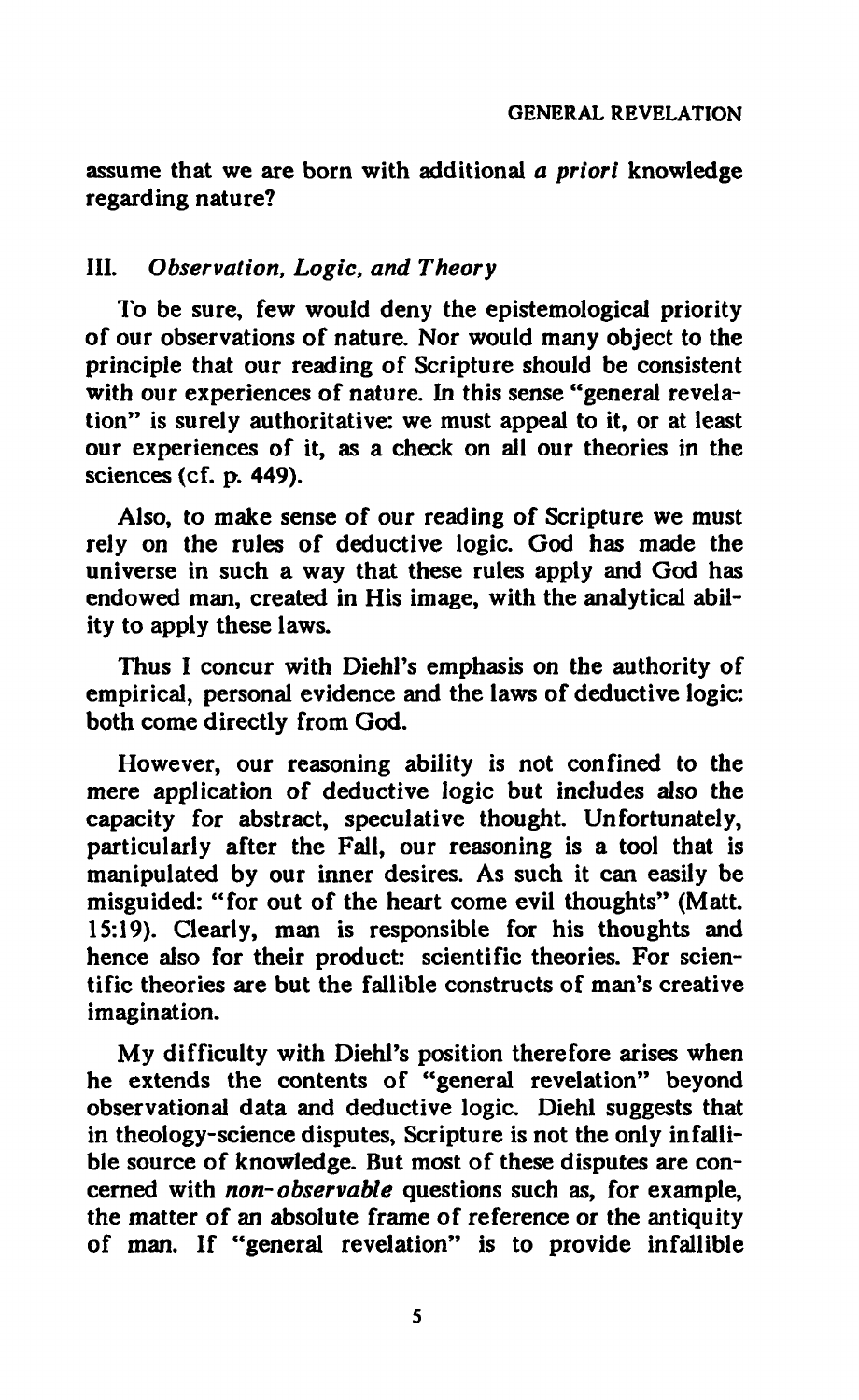assume that we are born with additional *a priori* knowledge regarding nature?

## III. *Observation, Logic, and Theory*

To be sure, few would deny the epistemological priority of our observations of nature. Nor would many object to the principle that our reading of Scripture should be consistent with our experiences of nature. In this sense "general revelation" is surely authoritative: we must appeal to it, or at least our experiences of it, as a check on all our theories in the sciences (cf. p. 449).

Also, to make sense of our reading of Scripture we must rely on the rules of deductive logic. God has made the universe in such a way that these rules apply and God has endowed man, created in His image, with the analytical ability to apply these laws.

Thus I concur with Diehl's emphasis on the authority of empirical, personal evidence and the laws of deductive logic: both come directly from God.

However, our reasoning ability is not confined to the mere application of deductive logic but includes also the capacity for abstract, speculative thought. Unfortunately, particularly after the Fall, our reasoning is a tool that is manipulated by our inner desires. As such it can easily be misguided: "for out of the heart come evil thoughts" (Matt. 15:19). Clearly, man is responsible for his thoughts and hence also for their product: scientific theories. For scientific theories are but the fallible constructs of man's creative imagination.

My difficulty with Diehl's position therefore arises when he extends the contents of "general revelation" beyond observational data and deductive logic. Diehl suggests that in theology-science disputes, Scripture is not the only infallible source of knowledge. But most of these disputes are concerned with *non-observable* questions such as, for example, the matter of an absolute frame of reference or the antiquity of man. If "general revelation" is to provide infallible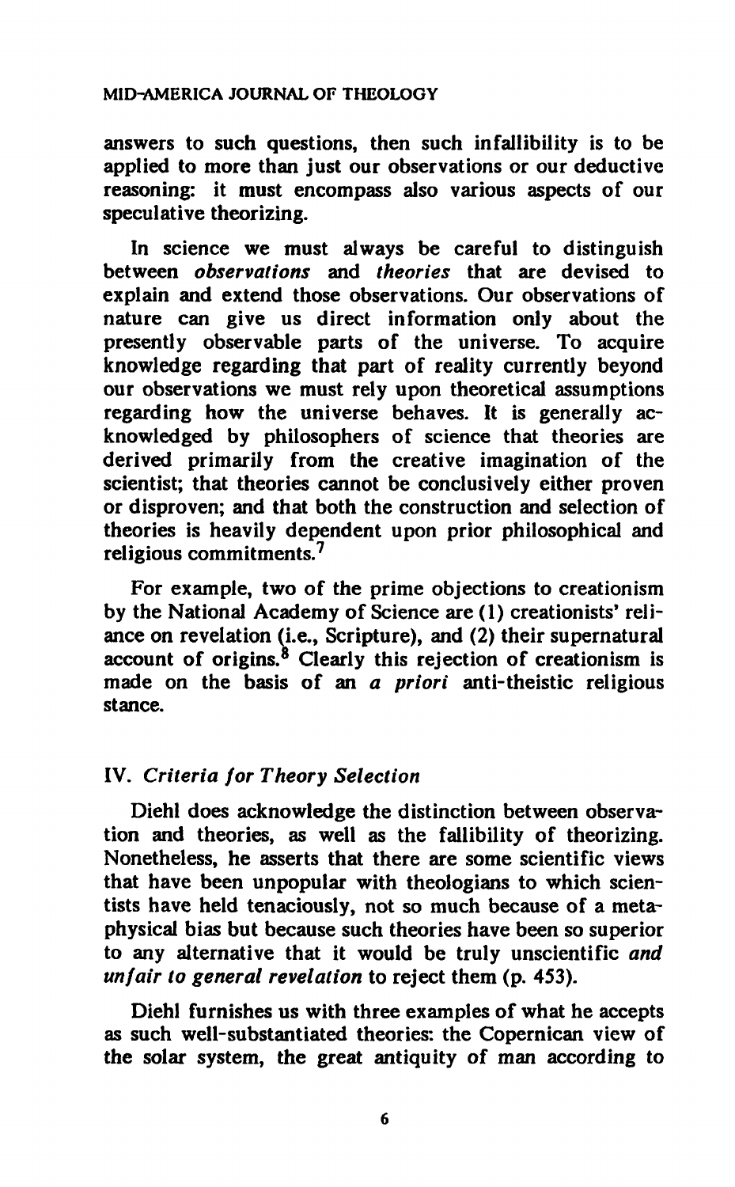answers to such questions, then such infallibility is to be applied to more than just our observations or our deductive reasoning: it must encompass also various aspects of our speculative theorizing.

In science we must always be careful to distinguish between *observations* and *theories* that are devised to explain and extend those observations. Our observations of nature can give us direct information only about the presently observable parts of the universe. To acquire knowledge regarding that part of reality currently beyond our observations we must rely upon theoretical assumptions regarding how the universe behaves. It is generally acknowledged by philosophers of science that theories are derived primarily from the creative imagination of the scientist; that theories cannot be conclusively either proven or disproven; and that both the construction and selection of theories is heavily dependent upon prior philosophical and religious commitments.[7]

For example, two of the prime objections to creationism by the National Academy of Science are (1) creationists' reliance on revelation (i.e., Scripture), and (2) their supernatural account of origins.[8] Clearly this rejection of creationism is made on the basis of an *a priori* anti-theistic religious stance.

## IV. *Criteria for Theory Selection*

Diehl does acknowledge the distinction between observation and theories, as well as the fallibility of theorizing. Nonetheless, he asserts that there are some scientific views that have been unpopular with theologians to which scientists have held tenaciously, not so much because of a metaphysical bias but because such theories have been so superior to any alternative that it would be truly unscientific *and unfair to general revelation* to reject them (p. 453).

Diehl furnishes us with three examples of what he accepts as such well-substantiated theories: the Copernican view of the solar system, the great antiquity of man according to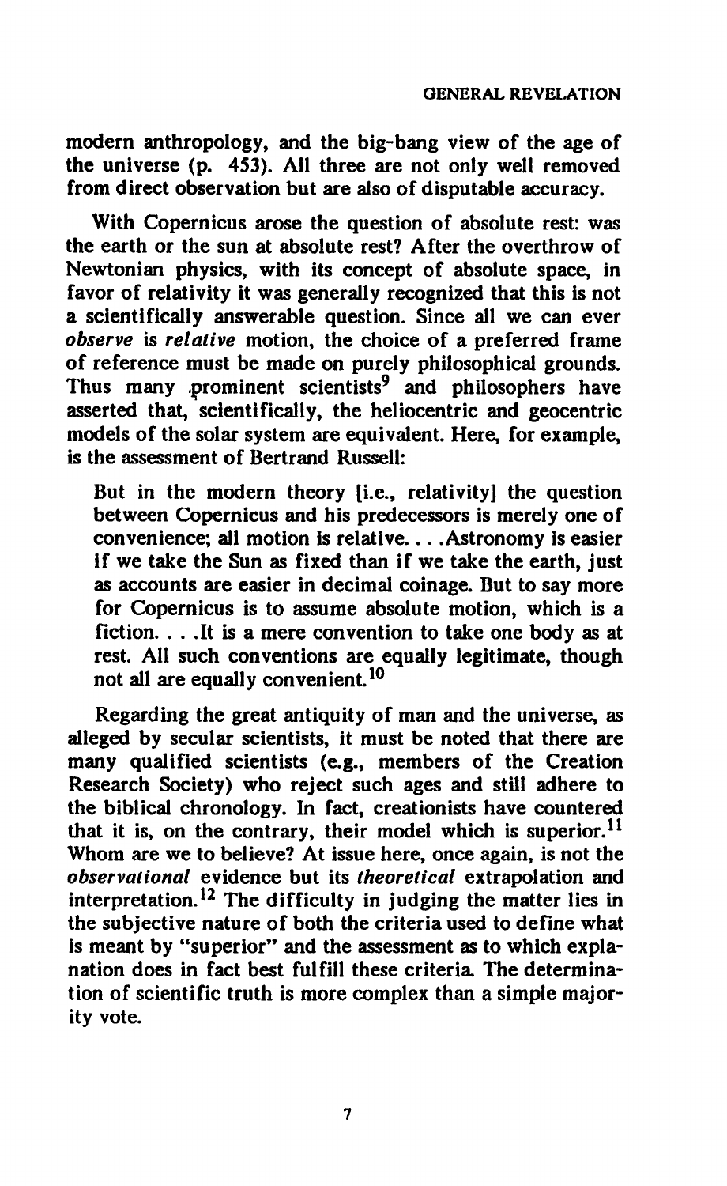modern anthropology, and the big-bang view of the age of the universe (p. 453). All three are not only well removed from direct observation but are also of disputable accuracy.

With Copernicus arose the question of absolute rest: was the earth or the sun at absolute rest? After the overthrow of Newtonian physics, with its concept of absolute space, in favor of relativity it was generally recognized that this is not a scientifically answerable question. Since all we can ever *observe* is *relative* motion, the choice of a preferred frame of reference must be made on purely philosophical grounds. Thus many prominent scientists[9] and philosophers have asserted that, scientifically, the heliocentric and geocentric models of the solar system are equivalent. Here, for example, is the assessment of Bertrand Russell:

> But in the modern theory [i.e., relativity] the question between Copernicus and his predecessors is merely one of convenience; all motion is relative. . . . Astronomy is easier if we take the Sun as fixed than if we take the earth, just as accounts are easier in decimal coinage. But to say more for Copernicus is to assume absolute motion, which is a fiction. . . . It is a mere convention to take one body as at rest. All such conventions are equally legitimate, though not all are equally convenient.[10]

Regarding the great antiquity of man and the universe, as alleged by secular scientists, it must be noted that there are many qualified scientists (e.g., members of the Creation Research Society) who reject such ages and still adhere to the biblical chronology. In fact, creationists have countered that it is, on the contrary, their model which is superior.[11] Whom are we to believe? At issue here, once again, is not the *observational* evidence but its *theoretical* extrapolation and interpretation.[12] The difficulty in judging the matter lies in the subjective nature of both the criteria used to define what is meant by "superior" and the assessment as to which explanation does in fact best fulfill these criteria. The determination of scientific truth is more complex than a simple majority vote.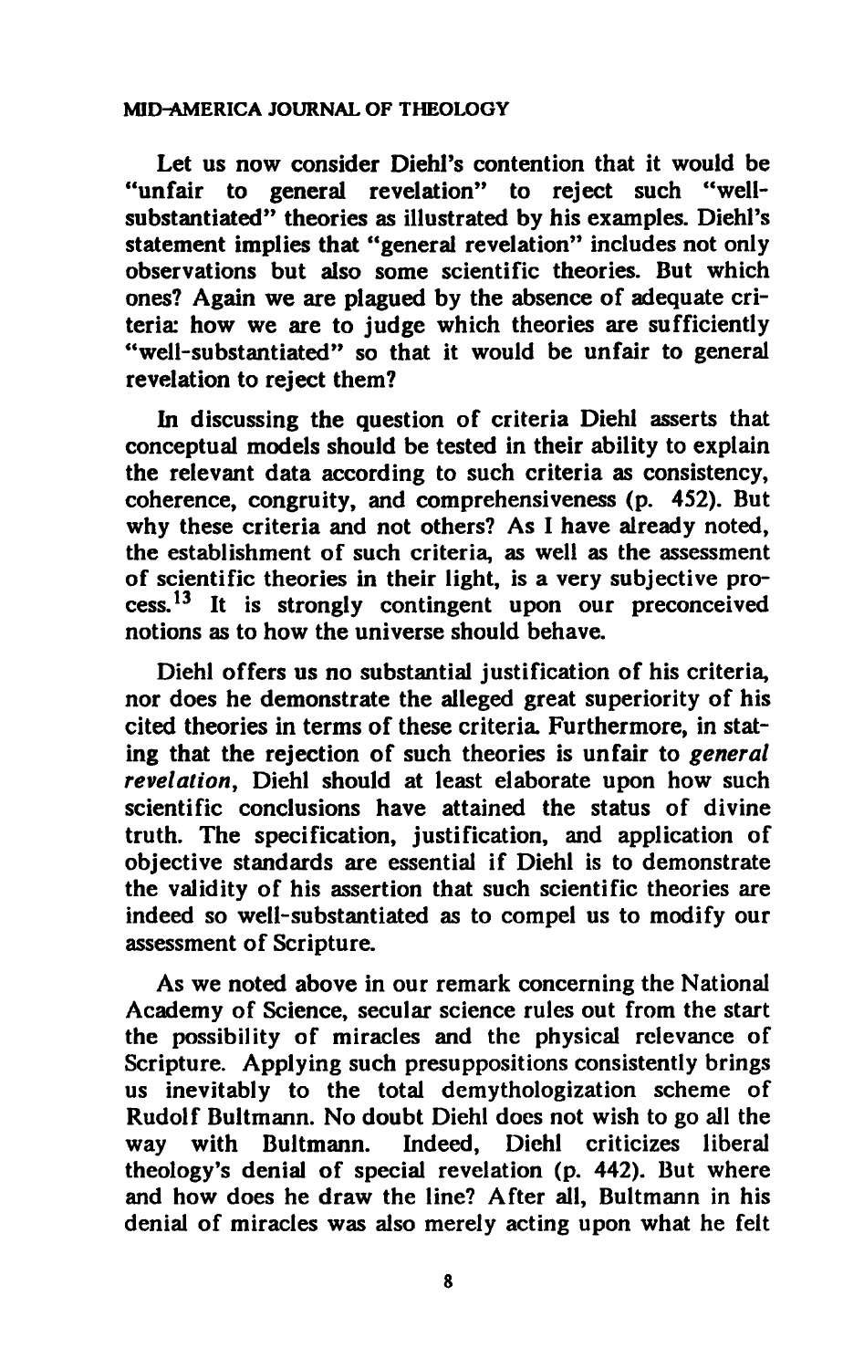Let us now consider Diehl's contention that it would be "unfair to general revelation" to reject such "well-substantiated" theories as illustrated by his examples. Diehl's statement implies that "general revelation" includes not only observations but also some scientific theories. But which ones? Again we are plagued by the absence of adequate criteria: how we are to judge which theories are sufficiently "well-substantiated" so that it would be unfair to general revelation to reject them?

In discussing the question of criteria Diehl asserts that conceptual models should be tested in their ability to explain the relevant data according to such criteria as consistency, coherence, congruity, and comprehensiveness (p. 452). But why these criteria and not others? As I have already noted, the establishment of such criteria, as well as the assessment of scientific theories in their light, is a very subjective process.[13] It is strongly contingent upon our preconceived notions as to how the universe should behave.

Diehl offers us no substantial justification of his criteria, nor does he demonstrate the alleged great superiority of his cited theories in terms of these criteria. Furthermore, in stating that the rejection of such theories is unfair to *general revelation*, Diehl should at least elaborate upon how such scientific conclusions have attained the status of divine truth. The specification, justification, and application of objective standards are essential if Diehl is to demonstrate the validity of his assertion that such scientific theories are indeed so well-substantiated as to compel us to modify our assessment of Scripture.

As we noted above in our remark concerning the National Academy of Science, secular science rules out from the start the possibility of miracles and the physical relevance of Scripture. Applying such presuppositions consistently brings us inevitably to the total demythologization scheme of Rudolf Bultmann. No doubt Diehl does not wish to go all the way with Bultmann. Indeed, Diehl criticizes liberal theology's denial of special revelation (p. 442). But where and how does he draw the line? After all, Bultmann in his denial of miracles was also merely acting upon what he felt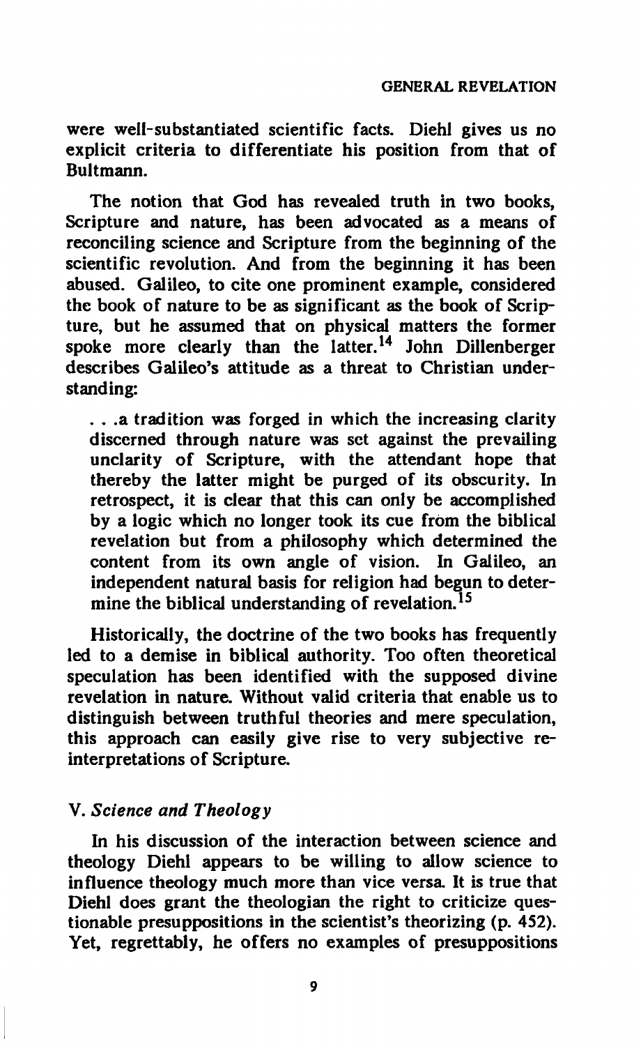were well-substantiated scientific facts. Diehl gives us no explicit criteria to differentiate his position from that of Bultmann.

The notion that God has revealed truth in two books, Scripture and nature, has been advocated as a means of reconciling science and Scripture from the beginning of the scientific revolution. And from the beginning it has been abused. Galileo, to cite one prominent example, considered the book of nature to be as significant as the book of Scripture, but he assumed that on physical matters the former spoke more clearly than the latter.[14] John Dillenberger describes Galileo's attitude as a threat to Christian understanding:

> . . .a tradition was forged in which the increasing clarity discerned through nature was set against the prevailing unclarity of Scripture, with the attendant hope that thereby the latter might be purged of its obscurity. In retrospect, it is clear that this can only be accomplished by a logic which no longer took its cue from the biblical revelation but from a philosophy which determined the content from its own angle of vision. In Galileo, an independent natural basis for religion had begun to determine the biblical understanding of revelation.[15]

Historically, the doctrine of the two books has frequently led to a demise in biblical authority. Too often theoretical speculation has been identified with the supposed divine revelation in nature. Without valid criteria that enable us to distinguish between truthful theories and mere speculation, this approach can easily give rise to very subjective reinterpretations of Scripture.

## V. *Science and Theology*

In his discussion of the interaction between science and theology Diehl appears to be willing to allow science to influence theology much more than vice versa. It is true that Diehl does grant the theologian the right to criticize questionable presuppositions in the scientist's theorizing (p. 452). Yet, regrettably, he offers no examples of presuppositions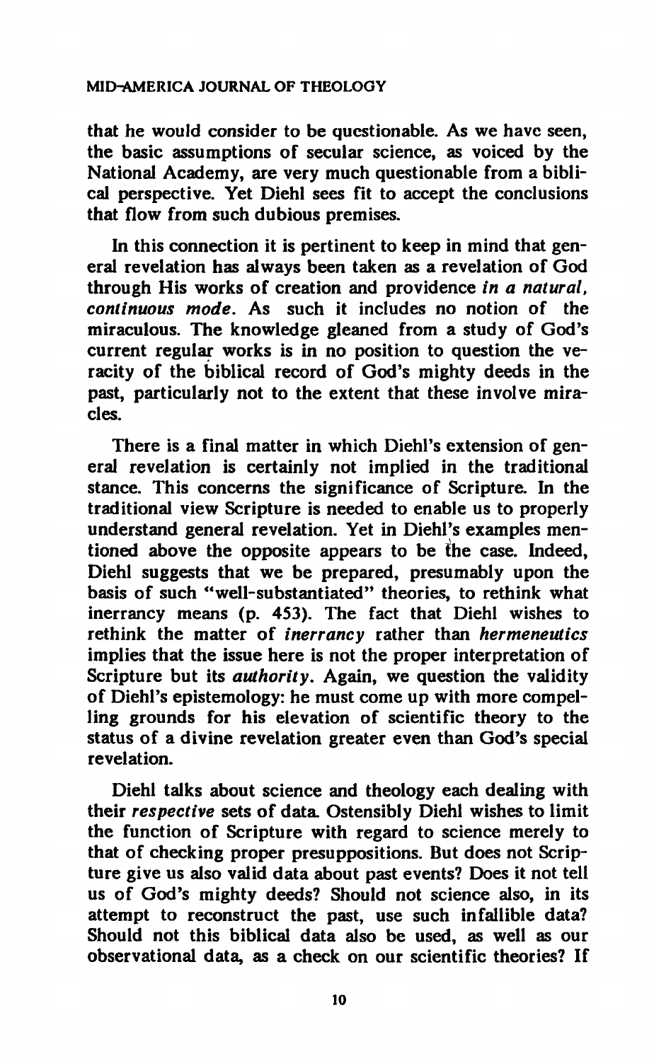that he would consider to be questionable. As we have seen, the basic assumptions of secular science, as voiced by the National Academy, are very much questionable from a biblical perspective. Yet Diehl sees fit to accept the conclusions that flow from such dubious premises.

In this connection it is pertinent to keep in mind that general revelation has always been taken as a revelation of God through His works of creation and providence *in a natural, continuous mode*. As such it includes no notion of the miraculous. The knowledge gleaned from a study of God's current regular works is in no position to question the veracity of the biblical record of God's mighty deeds in the past, particularly not to the extent that these involve miracles.

There is a final matter in which Diehl's extension of general revelation is certainly not implied in the traditional stance. This concerns the significance of Scripture. In the traditional view Scripture is needed to enable us to properly understand general revelation. Yet in Diehl's examples mentioned above the opposite appears to be the case. Indeed, Diehl suggests that we be prepared, presumably upon the basis of such "well-substantiated" theories, to rethink what inerrancy means (p. 453). The fact that Diehl wishes to rethink the matter of *inerrancy* rather than *hermeneutics* implies that the issue here is not the proper interpretation of Scripture but its *authority*. Again, we question the validity of Diehl's epistemology: he must come up with more compelling grounds for his elevation of scientific theory to the status of a divine revelation greater even than God's special revelation.

Diehl talks about science and theology each dealing with their *respective* sets of data. Ostensibly Diehl wishes to limit the function of Scripture with regard to science merely to that of checking proper presuppositions. But does not Scripture give us also valid data about past events? Does it not tell us of God's mighty deeds? Should not science also, in its attempt to reconstruct the past, use such infallible data? Should not this biblical data also be used, as well as our observational data, as a check on our scientific theories? If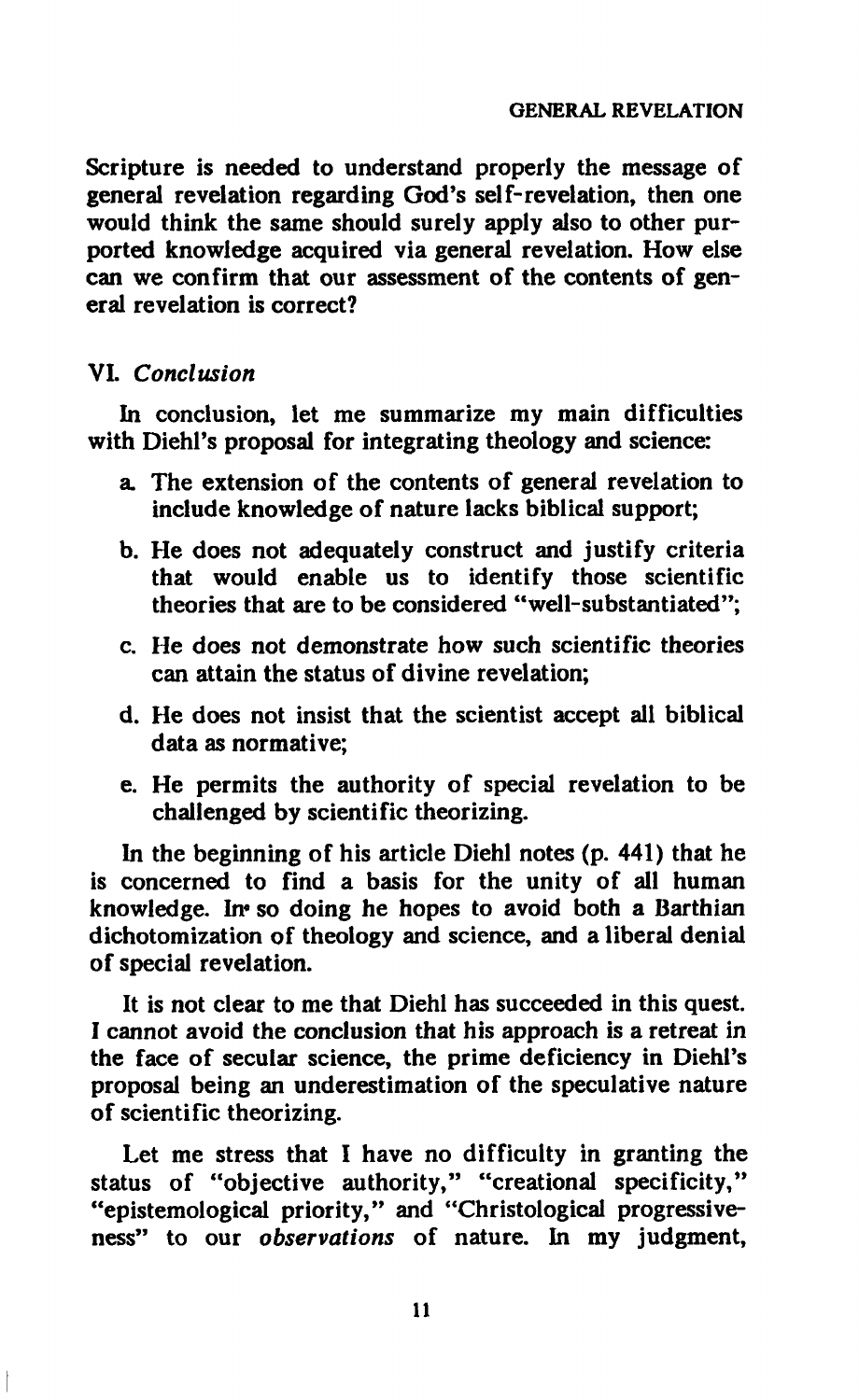Scripture is needed to understand properly the message of general revelation regarding God's self-revelation, then one would think the same should surely apply also to other purported knowledge acquired via general revelation. How else can we confirm that our assessment of the contents of general revelation is correct?

## VI. *Conclusion*

In conclusion, let me summarize my main difficulties with Diehl's proposal for integrating theology and science:

a. The extension of the contents of general revelation to include knowledge of nature lacks biblical support;

b. He does not adequately construct and justify criteria that would enable us to identify those scientific theories that are to be considered "well-substantiated";

c. He does not demonstrate how such scientific theories can attain the status of divine revelation;

d. He does not insist that the scientist accept all biblical data as normative;

e. He permits the authority of special revelation to be challenged by scientific theorizing.

In the beginning of his article Diehl notes (p. 441) that he is concerned to find a basis for the unity of all human knowledge. In so doing he hopes to avoid both a Barthian dichotomization of theology and science, and a liberal denial of special revelation.

It is not clear to me that Diehl has succeeded in this quest. I cannot avoid the conclusion that his approach is a retreat in the face of secular science, the prime deficiency in Diehl's proposal being an underestimation of the speculative nature of scientific theorizing.

Let me stress that I have no difficulty in granting the status of "objective authority," "creational specificity," "epistemological priority," and "Christological progressiveness" to our *observations* of nature. In my judgment,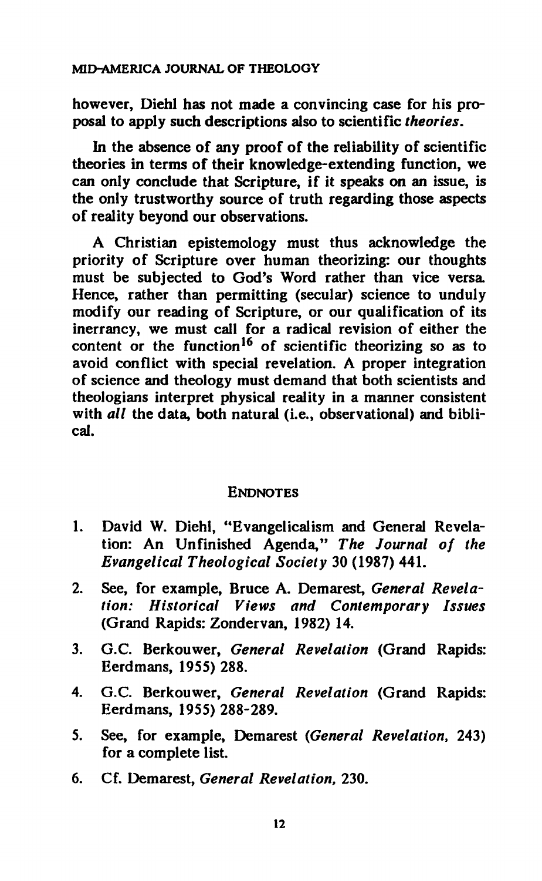however, Diehl has not made a convincing case for his proposal to apply such descriptions also to scientific *theories*.

In the absence of any proof of the reliability of scientific theories in terms of their knowledge-extending function, we can only conclude that Scripture, if it speaks on an issue, is the only trustworthy source of truth regarding those aspects of reality beyond our observations.

A Christian epistemology must thus acknowledge the priority of Scripture over human theorizing: our thoughts must be subjected to God's Word rather than vice versa. Hence, rather than permitting (secular) science to unduly modify our reading of Scripture, or our qualification of its inerrancy, we must call for a radical revision of either the content or the function[16] of scientific theorizing so as to avoid conflict with special revelation. A proper integration of science and theology must demand that both scientists and theologians interpret physical reality in a manner consistent with *all* the data, both natural (i.e., observational) and biblical.

## ENDNOTES

1. David W. Diehl, "Evangelicalism and General Revelation: An Unfinished Agenda," *The Journal of the Evangelical Theological Society* 30 (1987) 441.
2. See, for example, Bruce A. Demarest, *General Revelation: Historical Views and Contemporary Issues* (Grand Rapids: Zondervan, 1982) 14.
3. G.C. Berkouwer, *General Revelation* (Grand Rapids: Eerdmans, 1955) 288.
4. G.C. Berkouwer, *General Revelation* (Grand Rapids: Eerdmans, 1955) 288-289.
5. See, for example, Demarest (*General Revelation*, 243) for a complete list.
6. Cf. Demarest, *General Revelation*, 230.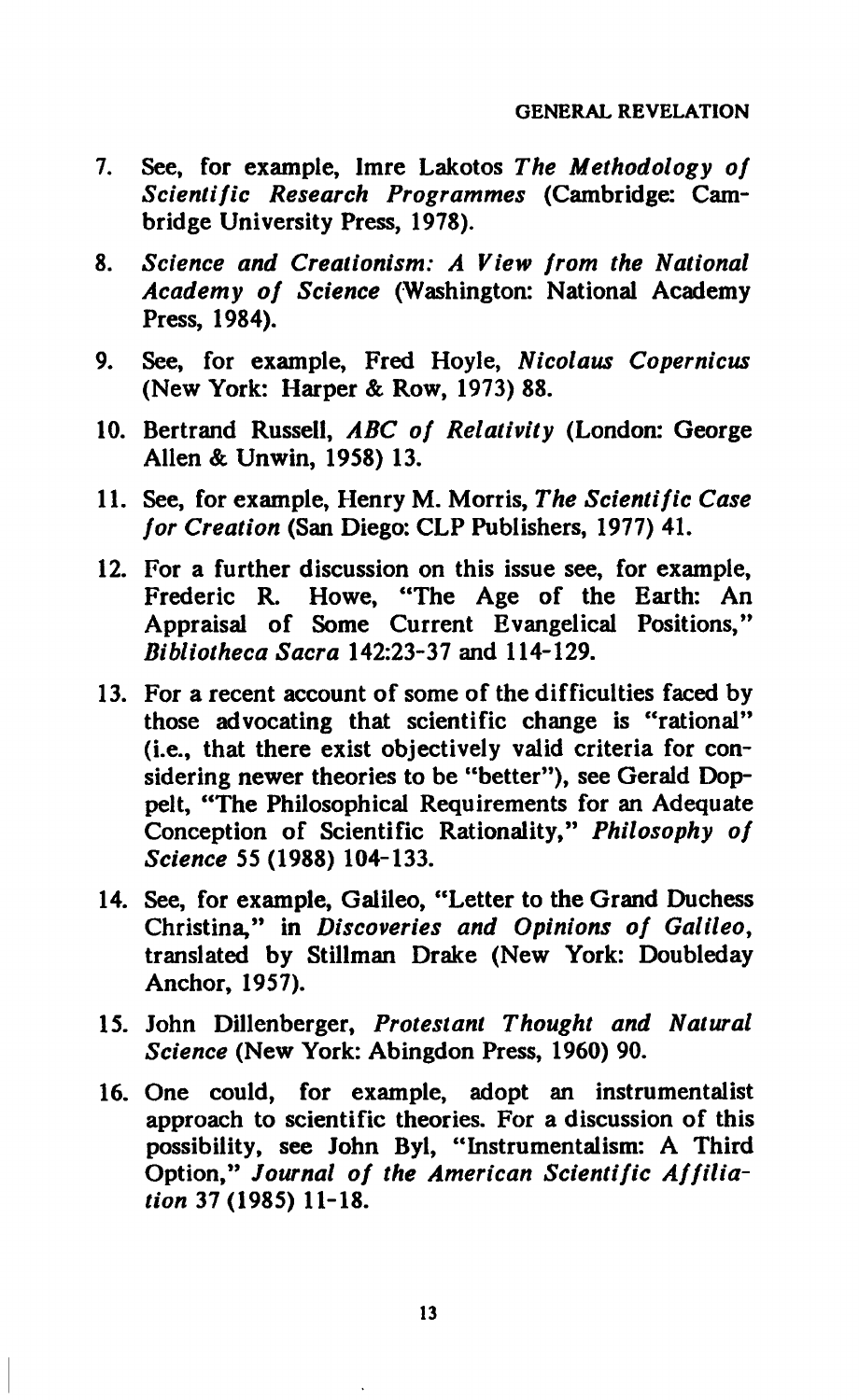7. See, for example, Imre Lakotos *The Methodology of Scientific Research Programmes* (Cambridge: Cambridge University Press, 1978).

8. *Science and Creationism: A View from the National Academy of Science* (Washington: National Academy Press, 1984).

9. See, for example, Fred Hoyle, *Nicolaus Copernicus* (New York: Harper & Row, 1973) 88.

10. Bertrand Russell, *ABC of Relativity* (London: George Allen & Unwin, 1958) 13.

11. See, for example, Henry M. Morris, *The Scientific Case for Creation* (San Diego: CLP Publishers, 1977) 41.

12. For a further discussion on this issue see, for example, Frederic R. Howe, "The Age of the Earth: An Appraisal of Some Current Evangelical Positions," *Bibliotheca Sacra* 142:23-37 and 114-129.

13. For a recent account of some of the difficulties faced by those advocating that scientific change is "rational" (i.e., that there exist objectively valid criteria for considering newer theories to be "better"), see Gerald Doppelt, "The Philosophical Requirements for an Adequate Conception of Scientific Rationality," *Philosophy of Science* 55 (1988) 104-133.

14. See, for example, Galileo, "Letter to the Grand Duchess Christina," in *Discoveries and Opinions of Galileo*, translated by Stillman Drake (New York: Doubleday Anchor, 1957).

15. John Dillenberger, *Protestant Thought and Natural Science* (New York: Abingdon Press, 1960) 90.

16. One could, for example, adopt an instrumentalist approach to scientific theories. For a discussion of this possibility, see John Byl, "Instrumentalism: A Third Option," *Journal of the American Scientific Affiliation* 37 (1985) 11-18.